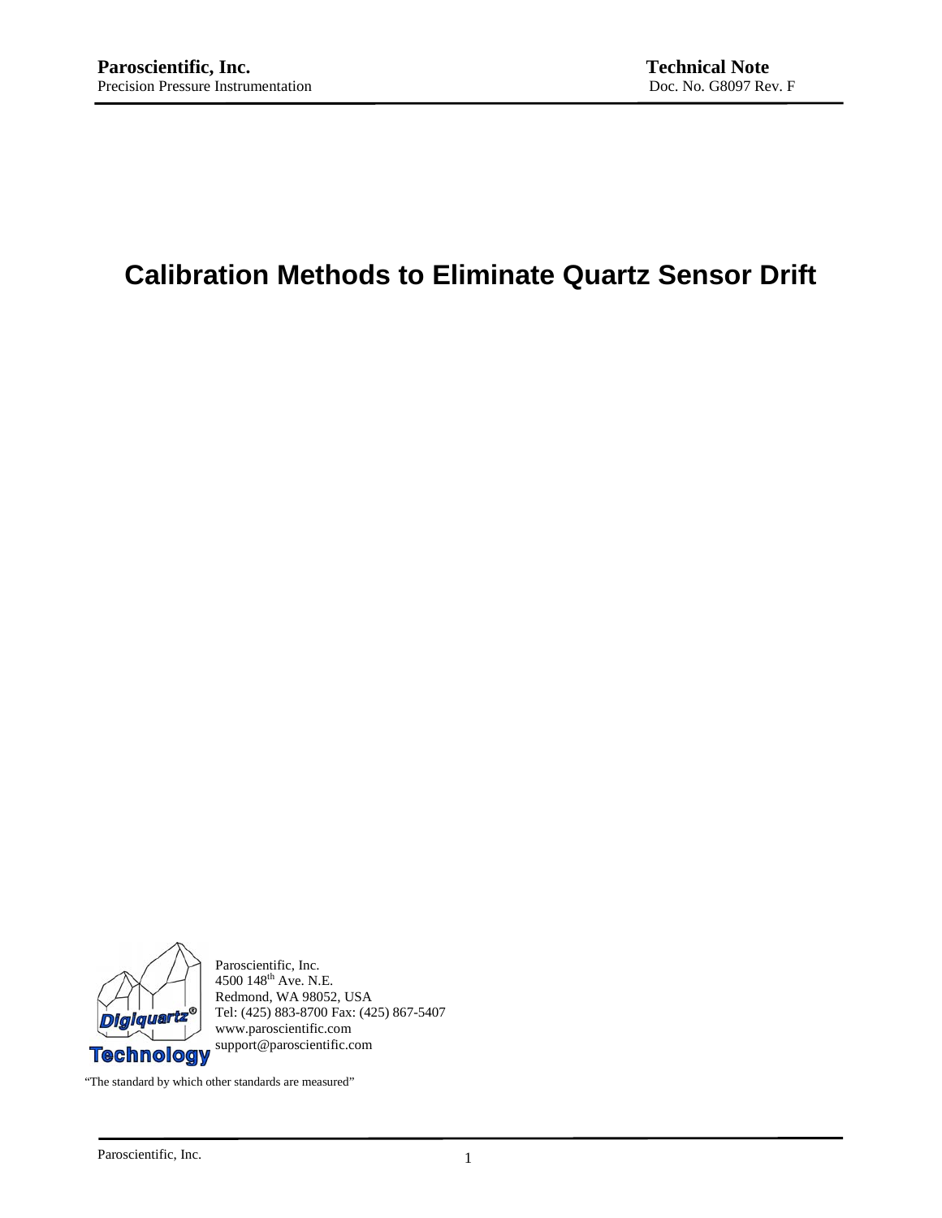**Paroscientific, Inc.**
Precision Pressure Instrumentation

**Technical Note**
Doc. No. G8097 Rev. F

# Calibration Methods to Eliminate Quartz Sensor Drift

Paroscientific, Inc.
4500 148th Ave. N.E.
Redmond, WA 98052, USA
Tel: (425) 883-8700 Fax: (425) 867-5407
www.paroscientific.com
support@paroscientific.com

Digiquartz® Technology

"The standard by which other standards are measured"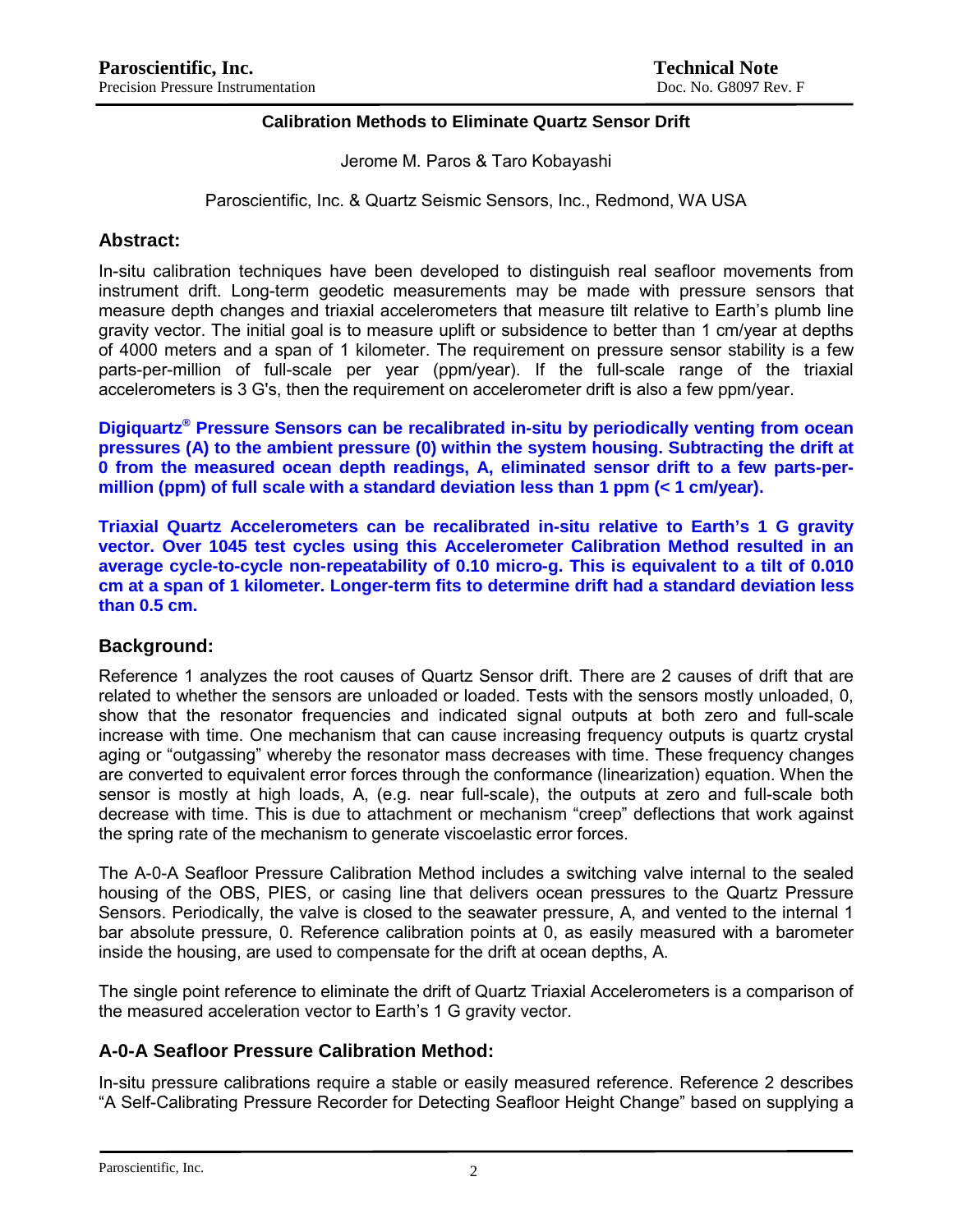**Calibration Methods to Eliminate Quartz Sensor Drift**

Jerome M. Paros & Taro Kobayashi

Paroscientific, Inc. & Quartz Seismic Sensors, Inc., Redmond, WA USA

## Abstract:

In-situ calibration techniques have been developed to distinguish real seafloor movements from instrument drift. Long-term geodetic measurements may be made with pressure sensors that measure depth changes and triaxial accelerometers that measure tilt relative to Earth's plumb line gravity vector. The initial goal is to measure uplift or subsidence to better than 1 cm/year at depths of 4000 meters and a span of 1 kilometer. The requirement on pressure sensor stability is a few parts-per-million of full-scale per year (ppm/year). If the full-scale range of the triaxial accelerometers is 3 G's, then the requirement on accelerometer drift is also a few ppm/year.

**Digiquartz® Pressure Sensors can be recalibrated in-situ by periodically venting from ocean pressures (A) to the ambient pressure (0) within the system housing. Subtracting the drift at 0 from the measured ocean depth readings, A, eliminated sensor drift to a few parts-per-million (ppm) of full scale with a standard deviation less than 1 ppm (< 1 cm/year).**

**Triaxial Quartz Accelerometers can be recalibrated in-situ relative to Earth's 1 G gravity vector. Over 1045 test cycles using this Accelerometer Calibration Method resulted in an average cycle-to-cycle non-repeatability of 0.10 micro-g. This is equivalent to a tilt of 0.010 cm at a span of 1 kilometer. Longer-term fits to determine drift had a standard deviation less than 0.5 cm.**

## Background:

Reference 1 analyzes the root causes of Quartz Sensor drift. There are 2 causes of drift that are related to whether the sensors are unloaded or loaded. Tests with the sensors mostly unloaded, 0, show that the resonator frequencies and indicated signal outputs at both zero and full-scale increase with time. One mechanism that can cause increasing frequency outputs is quartz crystal aging or "outgassing" whereby the resonator mass decreases with time. These frequency changes are converted to equivalent error forces through the conformance (linearization) equation. When the sensor is mostly at high loads, A, (e.g. near full-scale), the outputs at zero and full-scale both decrease with time. This is due to attachment or mechanism "creep" deflections that work against the spring rate of the mechanism to generate viscoelastic error forces.

The A-0-A Seafloor Pressure Calibration Method includes a switching valve internal to the sealed housing of the OBS, PIES, or casing line that delivers ocean pressures to the Quartz Pressure Sensors. Periodically, the valve is closed to the seawater pressure, A, and vented to the internal 1 bar absolute pressure, 0. Reference calibration points at 0, as easily measured with a barometer inside the housing, are used to compensate for the drift at ocean depths, A.

The single point reference to eliminate the drift of Quartz Triaxial Accelerometers is a comparison of the measured acceleration vector to Earth's 1 G gravity vector.

## A-0-A Seafloor Pressure Calibration Method:

In-situ pressure calibrations require a stable or easily measured reference. Reference 2 describes "A Self-Calibrating Pressure Recorder for Detecting Seafloor Height Change" based on supplying a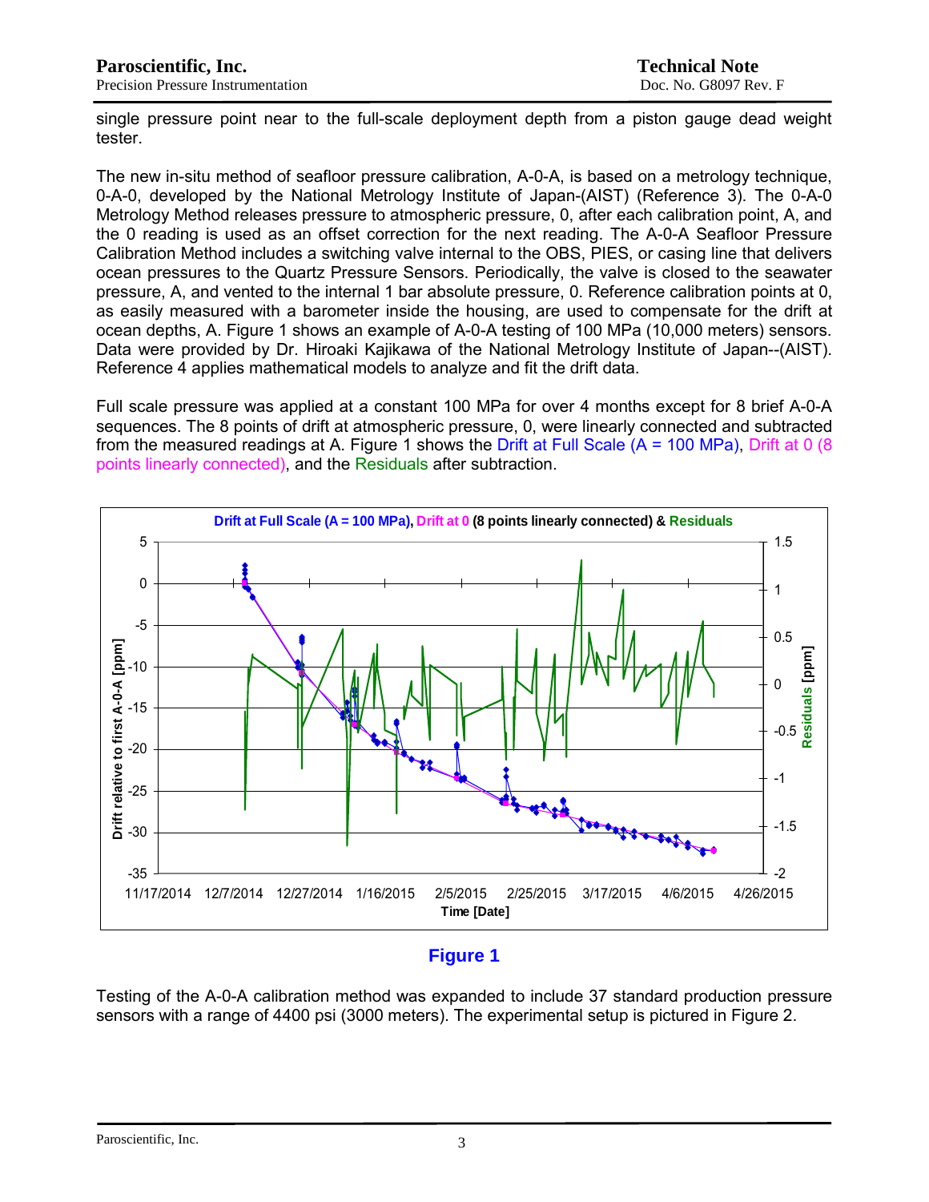single pressure point near to the full-scale deployment depth from a piston gauge dead weight tester.

The new in-situ method of seafloor pressure calibration, A-0-A, is based on a metrology technique, 0-A-0, developed by the National Metrology Institute of Japan-(AIST) (Reference 3). The 0-A-0 Metrology Method releases pressure to atmospheric pressure, 0, after each calibration point, A, and the 0 reading is used as an offset correction for the next reading. The A-0-A Seafloor Pressure Calibration Method includes a switching valve internal to the OBS, PIES, or casing line that delivers ocean pressures to the Quartz Pressure Sensors. Periodically, the valve is closed to the seawater pressure, A, and vented to the internal 1 bar absolute pressure, 0. Reference calibration points at 0, as easily measured with a barometer inside the housing, are used to compensate for the drift at ocean depths, A. Figure 1 shows an example of A-0-A testing of 100 MPa (10,000 meters) sensors. Data were provided by Dr. Hiroaki Kajikawa of the National Metrology Institute of Japan--(AIST). Reference 4 applies mathematical models to analyze and fit the drift data.

Full scale pressure was applied at a constant 100 MPa for over 4 months except for 8 brief A-0-A sequences. The 8 points of drift at atmospheric pressure, 0, were linearly connected and subtracted from the measured readings at A. Figure 1 shows the Drift at Full Scale (A = 100 MPa), Drift at 0 (8 points linearly connected), and the Residuals after subtraction.

**Figure 1**

Testing of the A-0-A calibration method was expanded to include 37 standard production pressure sensors with a range of 4400 psi (3000 meters). The experimental setup is pictured in Figure 2.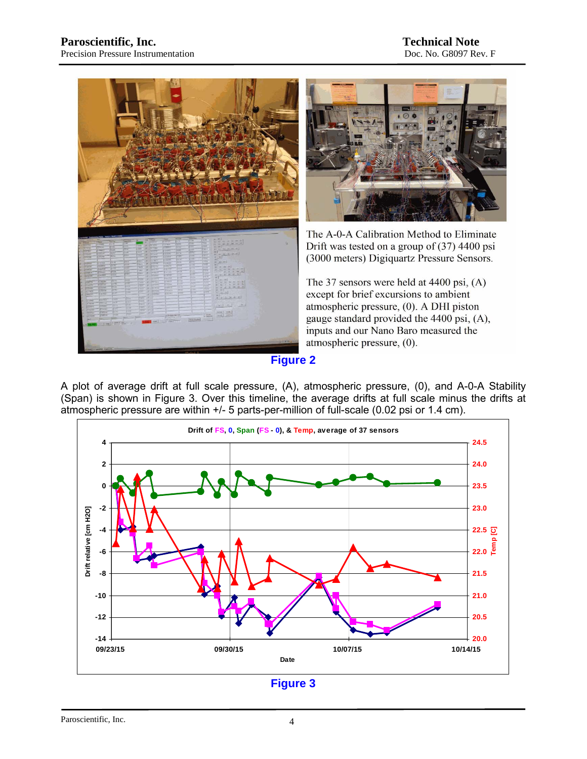The A-0-A Calibration Method to Eliminate Drift was tested on a group of (37) 4400 psi (3000 meters) Digiquartz Pressure Sensors.

The 37 sensors were held at 4400 psi, (A) except for brief excursions to ambient atmospheric pressure, (0). A DHI piston gauge standard provided the 4400 psi, (A), inputs and our Nano Baro measured the atmospheric pressure, (0).

**Figure 2**

A plot of average drift at full scale pressure, (A), atmospheric pressure, (0), and A-0-A Stability (Span) is shown in Figure 3. Over this timeline, the average drifts at full scale minus the drifts at atmospheric pressure are within +/- 5 parts-per-million of full-scale (0.02 psi or 1.4 cm).

**Figure 3**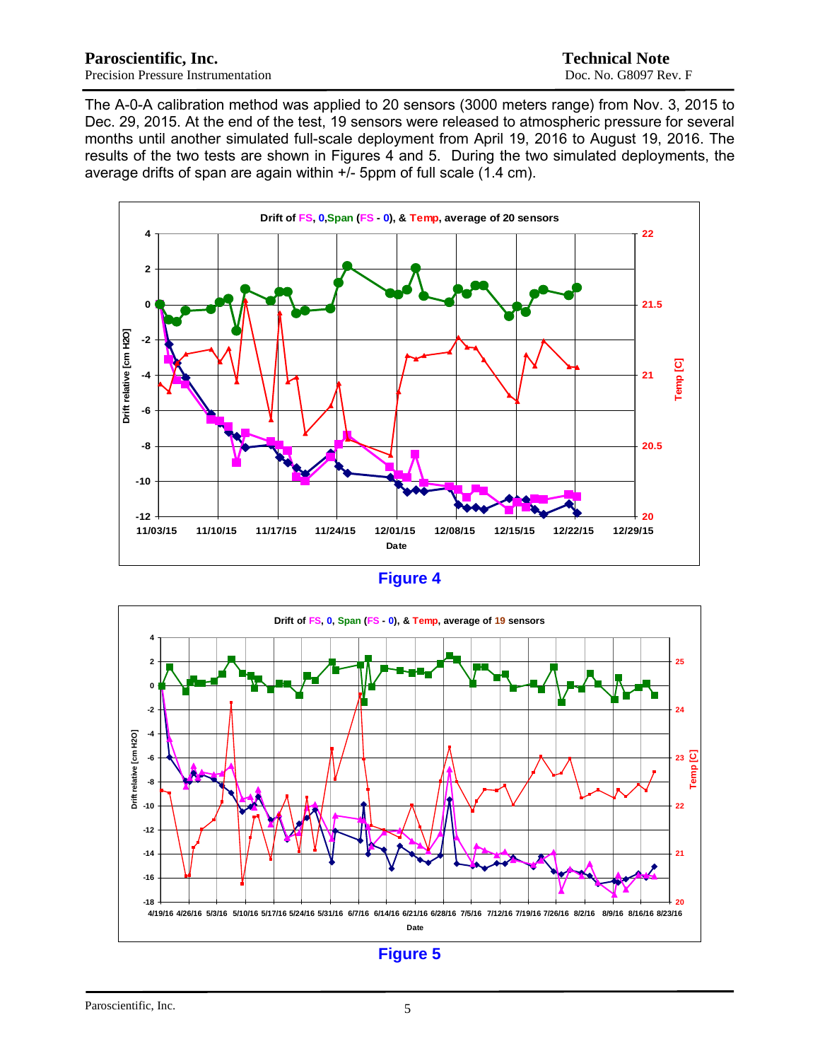The A-0-A calibration method was applied to 20 sensors (3000 meters range) from Nov. 3, 2015 to Dec. 29, 2015. At the end of the test, 19 sensors were released to atmospheric pressure for several months until another simulated full-scale deployment from April 19, 2016 to August 19, 2016. The results of the two tests are shown in Figures 4 and 5. During the two simulated deployments, the average drifts of span are again within +/- 5ppm of full scale (1.4 cm).

**Figure 4**

**Figure 5**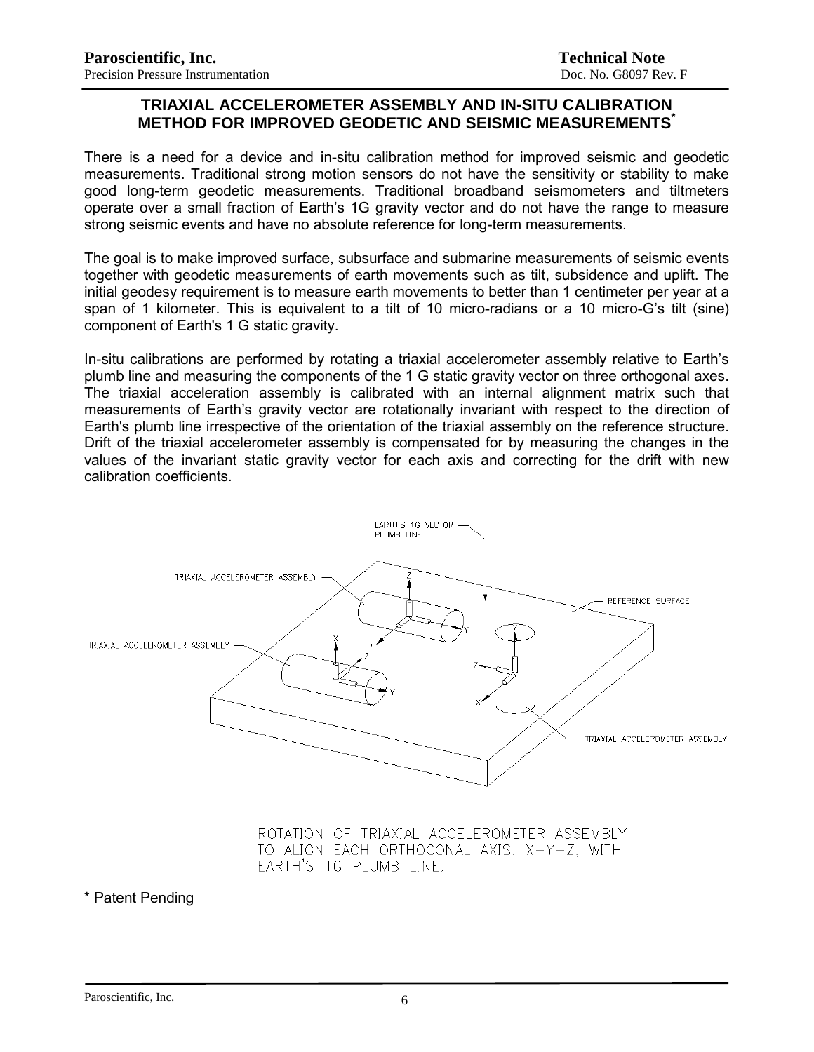# TRIAXIAL ACCELEROMETER ASSEMBLY AND IN-SITU CALIBRATION METHOD FOR IMPROVED GEODETIC AND SEISMIC MEASUREMENTS*

There is a need for a device and in-situ calibration method for improved seismic and geodetic measurements. Traditional strong motion sensors do not have the sensitivity or stability to make good long-term geodetic measurements. Traditional broadband seismometers and tiltmeters operate over a small fraction of Earth's 1G gravity vector and do not have the range to measure strong seismic events and have no absolute reference for long-term measurements.

The goal is to make improved surface, subsurface and submarine measurements of seismic events together with geodetic measurements of earth movements such as tilt, subsidence and uplift. The initial geodesy requirement is to measure earth movements to better than 1 centimeter per year at a span of 1 kilometer. This is equivalent to a tilt of 10 micro-radians or a 10 micro-G's tilt (sine) component of Earth's 1 G static gravity.

In-situ calibrations are performed by rotating a triaxial accelerometer assembly relative to Earth's plumb line and measuring the components of the 1 G static gravity vector on three orthogonal axes. The triaxial acceleration assembly is calibrated with an internal alignment matrix such that measurements of Earth's gravity vector are rotationally invariant with respect to the direction of Earth's plumb line irrespective of the orientation of the triaxial assembly on the reference structure. Drift of the triaxial accelerometer assembly is compensated for by measuring the changes in the values of the invariant static gravity vector for each axis and correcting for the drift with new calibration coefficients.

ROTATION OF TRIAXIAL ACCELEROMETER ASSEMBLY TO ALIGN EACH ORTHOGONAL AXIS, X–Y–Z, WITH EARTH'S 1G PLUMB LINE.

* Patent Pending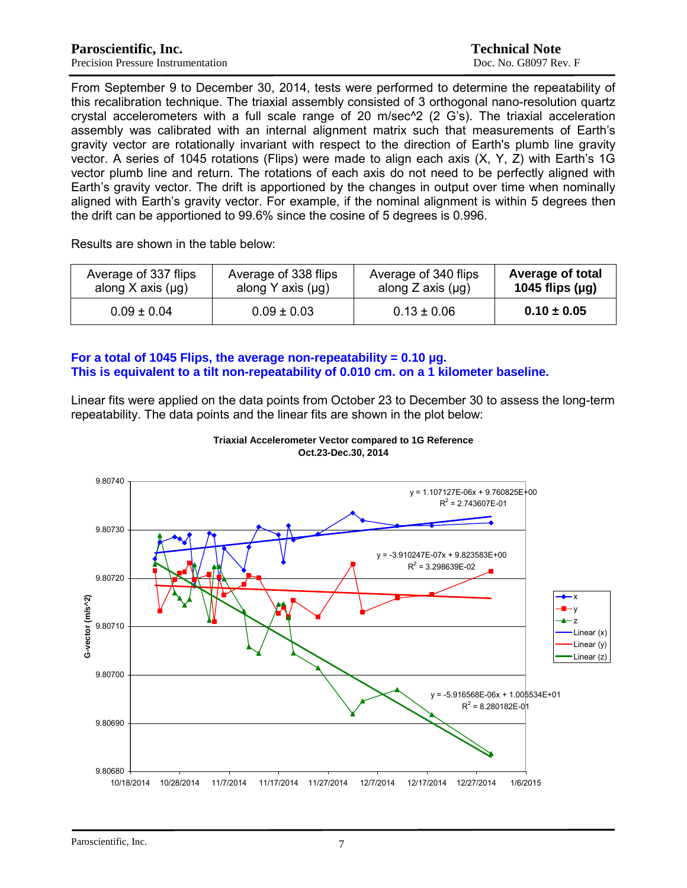From September 9 to December 30, 2014, tests were performed to determine the repeatability of this recalibration technique. The triaxial assembly consisted of 3 orthogonal nano-resolution quartz crystal accelerometers with a full scale range of 20 m/sec^2 (2 G's). The triaxial acceleration assembly was calibrated with an internal alignment matrix such that measurements of Earth's gravity vector are rotationally invariant with respect to the direction of Earth's plumb line gravity vector. A series of 1045 rotations (Flips) were made to align each axis (X, Y, Z) with Earth's 1G vector plumb line and return. The rotations of each axis do not need to be perfectly aligned with Earth's gravity vector. The drift is apportioned by the changes in output over time when nominally aligned with Earth's gravity vector. For example, if the nominal alignment is within 5 degrees then the drift can be apportioned to 99.6% since the cosine of 5 degrees is 0.996.

Results are shown in the table below:

| Average of 337 flips along X axis (µg) | Average of 338 flips along Y axis (µg) | Average of 340 flips along Z axis (µg) | **Average of total 1045 flips (µg)** |
|---|---|---|---|
| 0.09 ± 0.04 | 0.09 ± 0.03 | 0.13 ± 0.06 | **0.10 ± 0.05** |

**For a total of 1045 Flips, the average non-repeatability = 0.10 µg.**
**This is equivalent to a tilt non-repeatability of 0.010 cm. on a 1 kilometer baseline.**

Linear fits were applied on the data points from October 23 to December 30 to assess the long-term repeatability. The data points and the linear fits are shown in the plot below:

**Triaxial Accelerometer Vector compared to 1G Reference**
**Oct.23-Dec.30, 2014**

Chart data (G-vector (m/s^2) vs. date, 10/18/2014 – 1/6/2015; series: x, y, z, Linear (x), Linear (y), Linear (z)):

- Linear (x): $y = 1.107127E\text{-}06x + 9.760825E\text{+}00$, $R^2 = 2.743607E\text{-}01$
- Linear (y): $y = -3.910247E\text{-}07x + 9.823583E\text{+}00$, $R^2 = 3.298639E\text{-}02$
- Linear (z): $y = -5.916568E\text{-}06x + 1.005534E\text{+}01$, $R^2 = 8.280182E\text{-}01$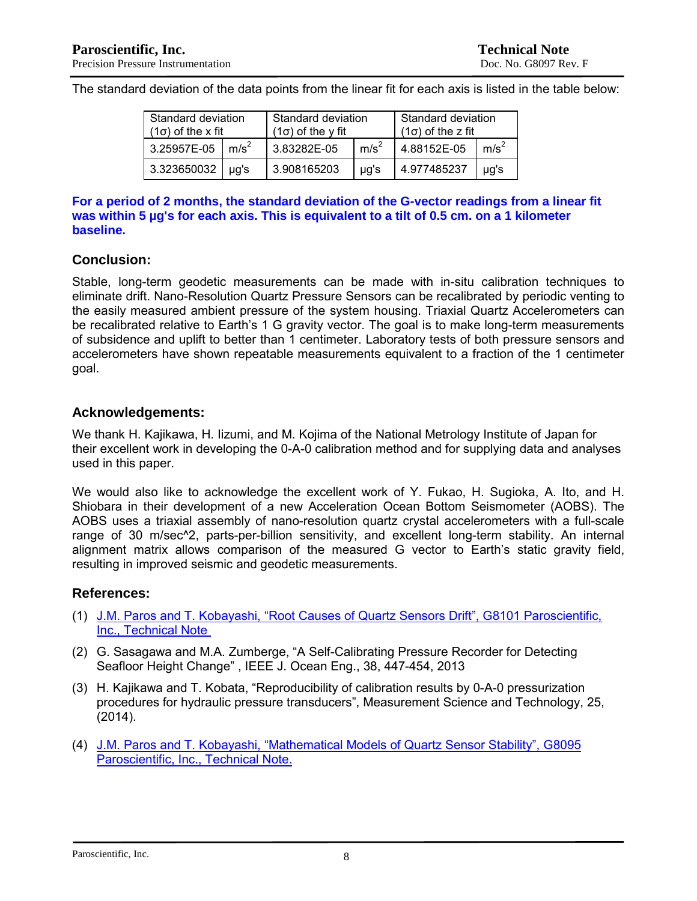The standard deviation of the data points from the linear fit for each axis is listed in the table below:

| Standard deviation ($1\sigma$) of the x fit | | Standard deviation ($1\sigma$) of the y fit | | Standard deviation ($1\sigma$) of the z fit | |
|---|---|---|---|---|---|
| 3.25957E-05 | $m/s^2$ | 3.83282E-05 | $m/s^2$ | 4.88152E-05 | $m/s^2$ |
| 3.323650032 | μg's | 3.908165203 | μg's | 4.977485237 | μg's |

**For a period of 2 months, the standard deviation of the G-vector readings from a linear fit was within 5 μg's for each axis. This is equivalent to a tilt of 0.5 cm. on a 1 kilometer baseline.**

## Conclusion:

Stable, long-term geodetic measurements can be made with in-situ calibration techniques to eliminate drift. Nano-Resolution Quartz Pressure Sensors can be recalibrated by periodic venting to the easily measured ambient pressure of the system housing. Triaxial Quartz Accelerometers can be recalibrated relative to Earth's 1 G gravity vector. The goal is to make long-term measurements of subsidence and uplift to better than 1 centimeter. Laboratory tests of both pressure sensors and accelerometers have shown repeatable measurements equivalent to a fraction of the 1 centimeter goal.

## Acknowledgements:

We thank H. Kajikawa, H. Iizumi, and M. Kojima of the National Metrology Institute of Japan for their excellent work in developing the 0-A-0 calibration method and for supplying data and analyses used in this paper.

We would also like to acknowledge the excellent work of Y. Fukao, H. Sugioka, A. Ito, and H. Shiobara in their development of a new Acceleration Ocean Bottom Seismometer (AOBS). The AOBS uses a triaxial assembly of nano-resolution quartz crystal accelerometers with a full-scale range of 30 m/sec^2, parts-per-billion sensitivity, and excellent long-term stability. An internal alignment matrix allows comparison of the measured G vector to Earth's static gravity field, resulting in improved seismic and geodetic measurements.

## References:

(1) J.M. Paros and T. Kobayashi, "Root Causes of Quartz Sensors Drift", G8101 Paroscientific, Inc., Technical Note

(2) G. Sasagawa and M.A. Zumberge, "A Self-Calibrating Pressure Recorder for Detecting Seafloor Height Change" , IEEE J. Ocean Eng., 38, 447-454, 2013

(3) H. Kajikawa and T. Kobata, "Reproducibility of calibration results by 0-A-0 pressurization procedures for hydraulic pressure transducers", Measurement Science and Technology, 25, (2014).

(4) J.M. Paros and T. Kobayashi, "Mathematical Models of Quartz Sensor Stability", G8095 Paroscientific, Inc., Technical Note.